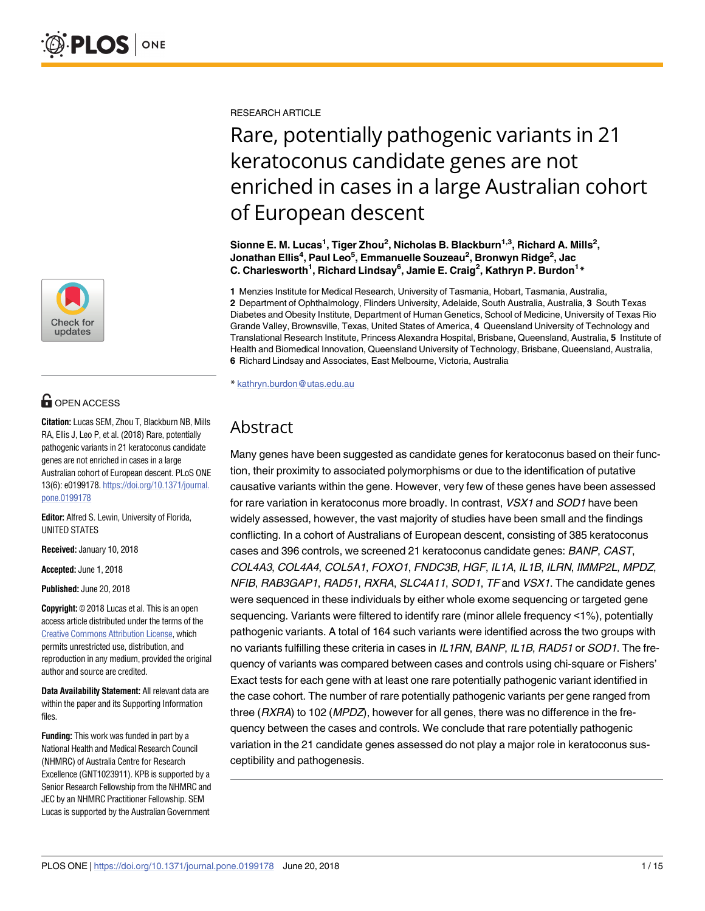RESEARCH ARTICLE

# Rare, potentially pathogenic variants in 21 keratoconus candidate genes are not enriched in cases in a large Australian cohort of European descent

**Sionne E. M. Lucas[1], Tiger Zhou[2], Nicholas B. Blackburn[1,3], Richard A. Mills[2], Jonathan Ellis[4], Paul Leo[5], Emmanuelle Souzeau[2], Bronwyn Ridge[2], Jac C. Charlesworth[1], Richard Lindsay[6], Jamie E. Craig[2], Kathryn P. Burdon[1]***

**1** Menzies Institute for Medical Research, University of Tasmania, Hobart, Tasmania, Australia, **2** Department of Ophthalmology, Flinders University, Adelaide, South Australia, Australia, **3** South Texas Diabetes and Obesity Institute, Department of Human Genetics, School of Medicine, University of Texas Rio Grande Valley, Brownsville, Texas, United States of America, **4** Queensland University of Technology and Translational Research Institute, Princess Alexandra Hospital, Brisbane, Queensland, Australia, **5** Institute of Health and Biomedical Innovation, Queensland University of Technology, Brisbane, Queensland, Australia, **6** Richard Lindsay and Associates, East Melbourne, Victoria, Australia

* kathryn.burdon@utas.edu.au

OPEN ACCESS

**Citation:** Lucas SEM, Zhou T, Blackburn NB, Mills RA, Ellis J, Leo P, et al. (2018) Rare, potentially pathogenic variants in 21 keratoconus candidate genes are not enriched in cases in a large Australian cohort of European descent. PLoS ONE 13(6): e0199178. https://doi.org/10.1371/journal.pone.0199178

**Editor:** Alfred S. Lewin, University of Florida, UNITED STATES

**Received:** January 10, 2018

**Accepted:** June 1, 2018

**Published:** June 20, 2018

**Copyright:** © 2018 Lucas et al. This is an open access article distributed under the terms of the Creative Commons Attribution License, which permits unrestricted use, distribution, and reproduction in any medium, provided the original author and source are credited.

**Data Availability Statement:** All relevant data are within the paper and its Supporting Information files.

**Funding:** This work was funded in part by a National Health and Medical Research Council (NHMRC) of Australia Centre for Research Excellence (GNT1023911). KPB is supported by a Senior Research Fellowship from the NHMRC and JEC by an NHMRC Practitioner Fellowship. SEM Lucas is supported by the Australian Government

## Abstract

Many genes have been suggested as candidate genes for keratoconus based on their function, their proximity to associated polymorphisms or due to the identification of putative causative variants within the gene. However, very few of these genes have been assessed for rare variation in keratoconus more broadly. In contrast, *VSX1* and *SOD1* have been widely assessed, however, the vast majority of studies have been small and the findings conflicting. In a cohort of Australians of European descent, consisting of 385 keratoconus cases and 396 controls, we screened 21 keratoconus candidate genes: *BANP*, *CAST*, *COL4A3*, *COL4A4*, *COL5A1*, *FOXO1*, *FNDC3B*, *HGF*, *IL1A*, *IL1B*, *ILRN*, *IMMP2L*, *MPDZ*, *NFIB*, *RAB3GAP1*, *RAD51*, *RXRA*, *SLC4A11*, *SOD1*, *TF* and *VSX1*. The candidate genes were sequenced in these individuals by either whole exome sequencing or targeted gene sequencing. Variants were filtered to identify rare (minor allele frequency <1%), potentially pathogenic variants. A total of 164 such variants were identified across the two groups with no variants fulfilling these criteria in cases in *IL1RN*, *BANP*, *IL1B*, *RAD51* or *SOD1*. The frequency of variants was compared between cases and controls using chi-square or Fishers' Exact tests for each gene with at least one rare potentially pathogenic variant identified in the case cohort. The number of rare potentially pathogenic variants per gene ranged from three (*RXRA*) to 102 (*MPDZ*), however for all genes, there was no difference in the frequency between the cases and controls. We conclude that rare potentially pathogenic variation in the 21 candidate genes assessed do not play a major role in keratoconus susceptibility and pathogenesis.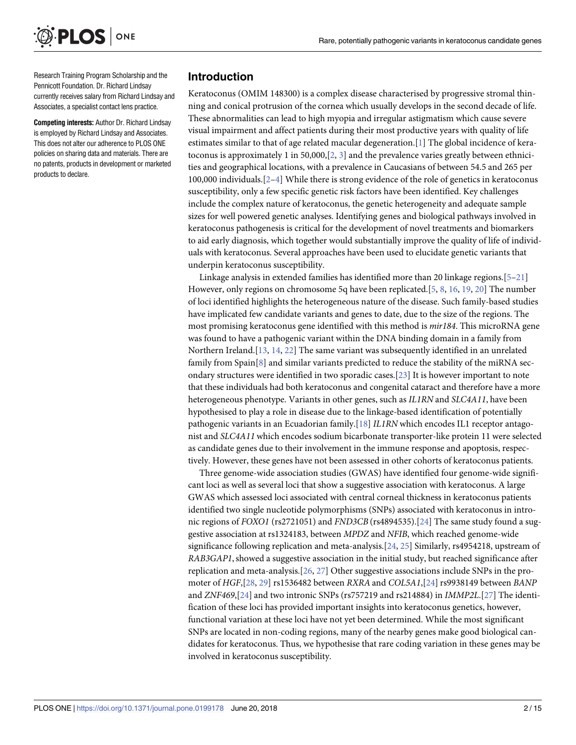Research Training Program Scholarship and the Pennicott Foundation. Dr. Richard Lindsay currently receives salary from Richard Lindsay and Associates, a specialist contact lens practice.

**Competing interests:** Author Dr. Richard Lindsay is employed by Richard Lindsay and Associates. This does not alter our adherence to PLOS ONE policies on sharing data and materials. There are no patents, products in development or marketed products to declare.

## Introduction

Keratoconus (OMIM 148300) is a complex disease characterised by progressive stromal thinning and conical protrusion of the cornea which usually develops in the second decade of life. These abnormalities can lead to high myopia and irregular astigmatism which cause severe visual impairment and affect patients during their most productive years with quality of life estimates similar to that of age related macular degeneration.[1] The global incidence of keratoconus is approximately 1 in 50,000,[2, 3] and the prevalence varies greatly between ethnicities and geographical locations, with a prevalence in Caucasians of between 54.5 and 265 per 100,000 individuals.[2–4] While there is strong evidence of the role of genetics in keratoconus susceptibility, only a few specific genetic risk factors have been identified. Key challenges include the complex nature of keratoconus, the genetic heterogeneity and adequate sample sizes for well powered genetic analyses. Identifying genes and biological pathways involved in keratoconus pathogenesis is critical for the development of novel treatments and biomarkers to aid early diagnosis, which together would substantially improve the quality of life of individuals with keratoconus. Several approaches have been used to elucidate genetic variants that underpin keratoconus susceptibility.

Linkage analysis in extended families has identified more than 20 linkage regions.[5–21] However, only regions on chromosome 5q have been replicated.[5, 8, 16, 19, 20] The number of loci identified highlights the heterogeneous nature of the disease. Such family-based studies have implicated few candidate variants and genes to date, due to the size of the regions. The most promising keratoconus gene identified with this method is *mir184*. This microRNA gene was found to have a pathogenic variant within the DNA binding domain in a family from Northern Ireland.[13, 14, 22] The same variant was subsequently identified in an unrelated family from Spain[8] and similar variants predicted to reduce the stability of the miRNA secondary structures were identified in two sporadic cases.[23] It is however important to note that these individuals had both keratoconus and congenital cataract and therefore have a more heterogeneous phenotype. Variants in other genes, such as *IL1RN* and *SLC4A11*, have been hypothesised to play a role in disease due to the linkage-based identification of potentially pathogenic variants in an Ecuadorian family.[18] *IL1RN* which encodes IL1 receptor antagonist and *SLC4A11* which encodes sodium bicarbonate transporter-like protein 11 were selected as candidate genes due to their involvement in the immune response and apoptosis, respectively. However, these genes have not been assessed in other cohorts of keratoconus patients.

Three genome-wide association studies (GWAS) have identified four genome-wide significant loci as well as several loci that show a suggestive association with keratoconus. A large GWAS which assessed loci associated with central corneal thickness in keratoconus patients identified two single nucleotide polymorphisms (SNPs) associated with keratoconus in intronic regions of *FOXO1* (rs2721051) and *FND3CB* (rs4894535).[24] The same study found a suggestive association at rs1324183, between *MPDZ* and *NFIB*, which reached genome-wide significance following replication and meta-analysis.[24, 25] Similarly, rs4954218, upstream of *RAB3GAP1*, showed a suggestive association in the initial study, but reached significance after replication and meta-analysis.[26, 27] Other suggestive associations include SNPs in the promoter of *HGF*,[28, 29] rs1536482 between *RXRA* and *COL5A1*,[24] rs9938149 between *BANP* and *ZNF469*,[24] and two intronic SNPs (rs757219 and rs214884) in *IMMP2L*.[27] The identification of these loci has provided important insights into keratoconus genetics, however, functional variation at these loci have not yet been determined. While the most significant SNPs are located in non-coding regions, many of the nearby genes make good biological candidates for keratoconus. Thus, we hypothesise that rare coding variation in these genes may be involved in keratoconus susceptibility.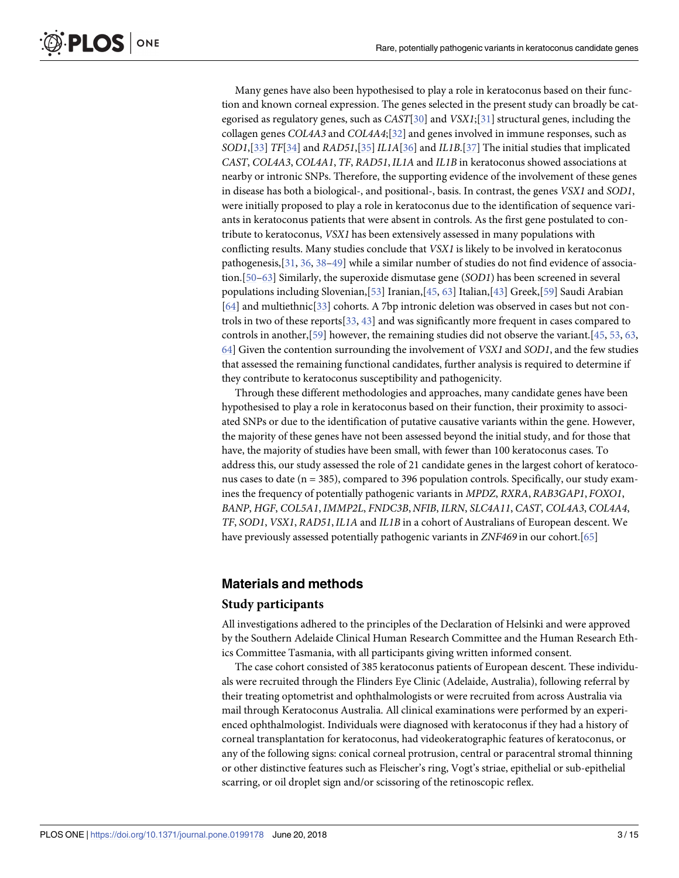Many genes have also been hypothesised to play a role in keratoconus based on their function and known corneal expression. The genes selected in the present study can broadly be categorised as regulatory genes, such as *CAST*[30] and *VSX1*;[31] structural genes, including the collagen genes *COL4A3* and *COL4A4*;[32] and genes involved in immune responses, such as *SOD1*,[33] *TF*[34] and *RAD51*,[35] *IL1A*[36] and *IL1B*.[37] The initial studies that implicated *CAST*, *COL4A3*, *COL4A1*, *TF*, *RAD51*, *IL1A* and *IL1B* in keratoconus showed associations at nearby or intronic SNPs. Therefore, the supporting evidence of the involvement of these genes in disease has both a biological-, and positional-, basis. In contrast, the genes *VSX1* and *SOD1*, were initially proposed to play a role in keratoconus due to the identification of sequence variants in keratoconus patients that were absent in controls. As the first gene postulated to contribute to keratoconus, *VSX1* has been extensively assessed in many populations with conflicting results. Many studies conclude that *VSX1* is likely to be involved in keratoconus pathogenesis,[31, 36, 38–49] while a similar number of studies do not find evidence of association.[50–63] Similarly, the superoxide dismutase gene (*SOD1*) has been screened in several populations including Slovenian,[53] Iranian,[45, 63] Italian,[43] Greek,[59] Saudi Arabian [64] and multiethnic[33] cohorts. A 7bp intronic deletion was observed in cases but not controls in two of these reports[33, 43] and was significantly more frequent in cases compared to controls in another,[59] however, the remaining studies did not observe the variant.[45, 53, 63, 64] Given the contention surrounding the involvement of *VSX1* and *SOD1*, and the few studies that assessed the remaining functional candidates, further analysis is required to determine if they contribute to keratoconus susceptibility and pathogenicity.

Through these different methodologies and approaches, many candidate genes have been hypothesised to play a role in keratoconus based on their function, their proximity to associated SNPs or due to the identification of putative causative variants within the gene. However, the majority of these genes have not been assessed beyond the initial study, and for those that have, the majority of studies have been small, with fewer than 100 keratoconus cases. To address this, our study assessed the role of 21 candidate genes in the largest cohort of keratoconus cases to date (n = 385), compared to 396 population controls. Specifically, our study examines the frequency of potentially pathogenic variants in *MPDZ*, *RXRA*, *RAB3GAP1*, *FOXO1*, *BANP*, *HGF*, *COL5A1*, *IMMP2L*, *FNDC3B*, *NFIB*, *ILRN*, *SLC4A11*, *CAST*, *COL4A3*, *COL4A4*, *TF*, *SOD1*, *VSX1*, *RAD51*, *IL1A* and *IL1B* in a cohort of Australians of European descent. We have previously assessed potentially pathogenic variants in *ZNF469* in our cohort.[65]

## Materials and methods

### Study participants

All investigations adhered to the principles of the Declaration of Helsinki and were approved by the Southern Adelaide Clinical Human Research Committee and the Human Research Ethics Committee Tasmania, with all participants giving written informed consent.

The case cohort consisted of 385 keratoconus patients of European descent. These individuals were recruited through the Flinders Eye Clinic (Adelaide, Australia), following referral by their treating optometrist and ophthalmologists or were recruited from across Australia via mail through Keratoconus Australia. All clinical examinations were performed by an experienced ophthalmologist. Individuals were diagnosed with keratoconus if they had a history of corneal transplantation for keratoconus, had videokeratographic features of keratoconus, or any of the following signs: conical corneal protrusion, central or paracentral stromal thinning or other distinctive features such as Fleischer's ring, Vogt's striae, epithelial or sub-epithelial scarring, or oil droplet sign and/or scissoring of the retinoscopic reflex.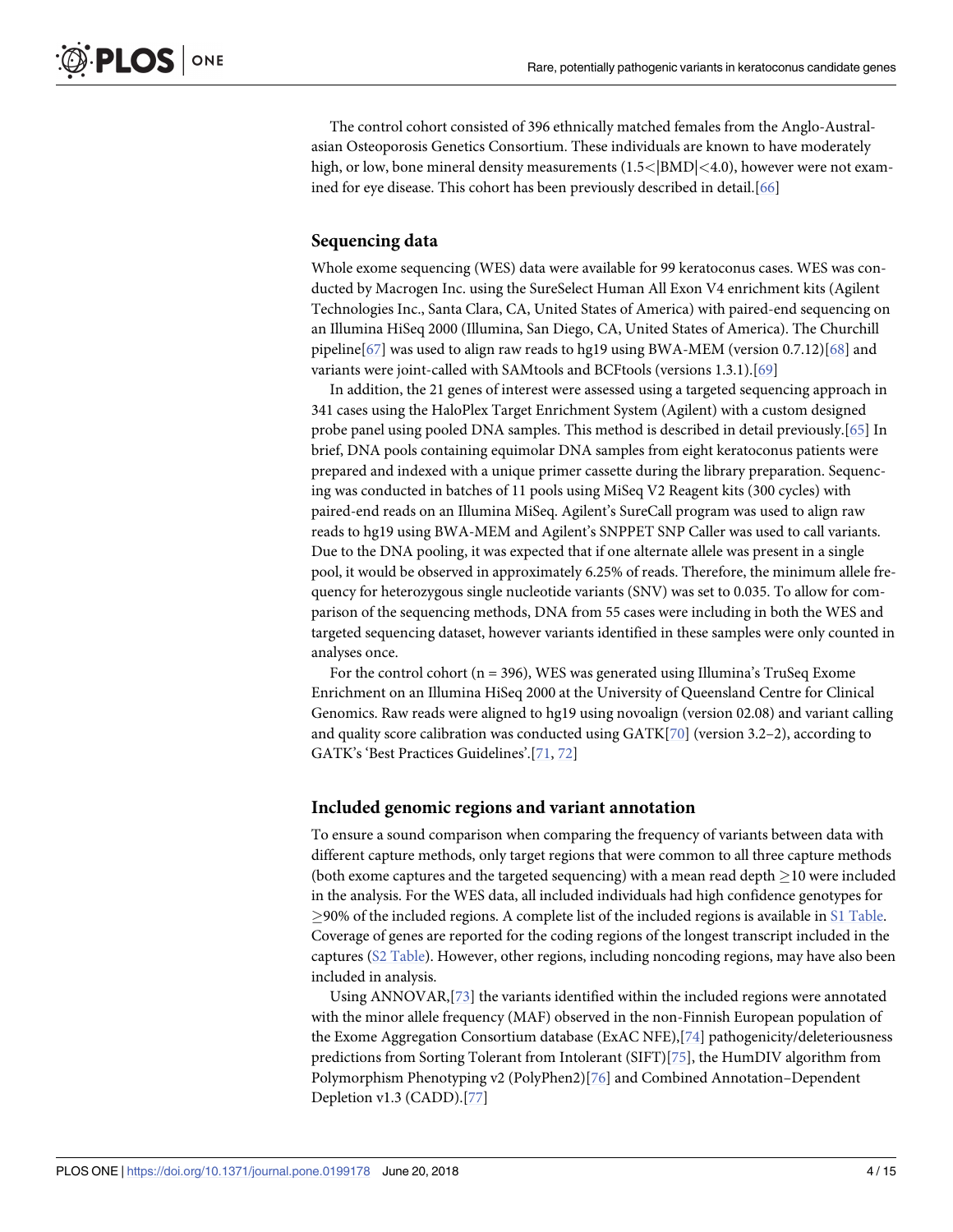The control cohort consisted of 396 ethnically matched females from the Anglo-Australasian Osteoporosis Genetics Consortium. These individuals are known to have moderately high, or low, bone mineral density measurements ($1.5<|BMD|<4.0$), however were not examined for eye disease. This cohort has been previously described in detail.[66]

## Sequencing data

Whole exome sequencing (WES) data were available for 99 keratoconus cases. WES was conducted by Macrogen Inc. using the SureSelect Human All Exon V4 enrichment kits (Agilent Technologies Inc., Santa Clara, CA, United States of America) with paired-end sequencing on an Illumina HiSeq 2000 (Illumina, San Diego, CA, United States of America). The Churchill pipeline[67] was used to align raw reads to hg19 using BWA-MEM (version 0.7.12)[68] and variants were joint-called with SAMtools and BCFtools (versions 1.3.1).[69]

In addition, the 21 genes of interest were assessed using a targeted sequencing approach in 341 cases using the HaloPlex Target Enrichment System (Agilent) with a custom designed probe panel using pooled DNA samples. This method is described in detail previously.[65] In brief, DNA pools containing equimolar DNA samples from eight keratoconus patients were prepared and indexed with a unique primer cassette during the library preparation. Sequencing was conducted in batches of 11 pools using MiSeq V2 Reagent kits (300 cycles) with paired-end reads on an Illumina MiSeq. Agilent's SureCall program was used to align raw reads to hg19 using BWA-MEM and Agilent's SNPPET SNP Caller was used to call variants. Due to the DNA pooling, it was expected that if one alternate allele was present in a single pool, it would be observed in approximately 6.25% of reads. Therefore, the minimum allele frequency for heterozygous single nucleotide variants (SNV) was set to 0.035. To allow for comparison of the sequencing methods, DNA from 55 cases were including in both the WES and targeted sequencing dataset, however variants identified in these samples were only counted in analyses once.

For the control cohort (n = 396), WES was generated using Illumina's TruSeq Exome Enrichment on an Illumina HiSeq 2000 at the University of Queensland Centre for Clinical Genomics. Raw reads were aligned to hg19 using novoalign (version 02.08) and variant calling and quality score calibration was conducted using GATK[70] (version 3.2–2), according to GATK's 'Best Practices Guidelines'.[71, 72]

## Included genomic regions and variant annotation

To ensure a sound comparison when comparing the frequency of variants between data with different capture methods, only target regions that were common to all three capture methods (both exome captures and the targeted sequencing) with a mean read depth $\geq$10 were included in the analysis. For the WES data, all included individuals had high confidence genotypes for $\geq$90% of the included regions. A complete list of the included regions is available in S1 Table. Coverage of genes are reported for the coding regions of the longest transcript included in the captures (S2 Table). However, other regions, including noncoding regions, may have also been included in analysis.

Using ANNOVAR,[73] the variants identified within the included regions were annotated with the minor allele frequency (MAF) observed in the non-Finnish European population of the Exome Aggregation Consortium database (ExAC NFE),[74] pathogenicity/deleteriousness predictions from Sorting Tolerant from Intolerant (SIFT)[75], the HumDIV algorithm from Polymorphism Phenotyping v2 (PolyPhen2)[76] and Combined Annotation–Dependent Depletion v1.3 (CADD).[77]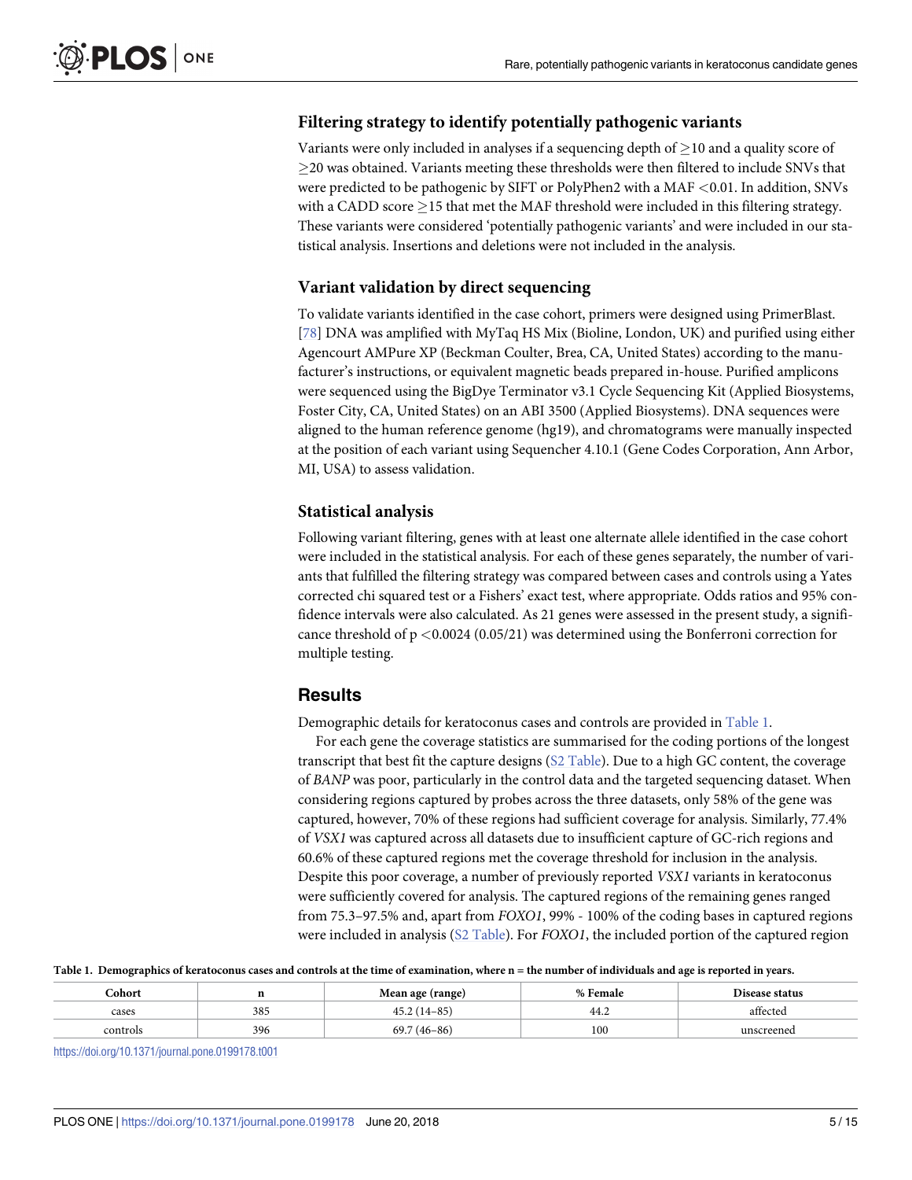### Filtering strategy to identify potentially pathogenic variants

Variants were only included in analyses if a sequencing depth of ≥10 and a quality score of ≥20 was obtained. Variants meeting these thresholds were then filtered to include SNVs that were predicted to be pathogenic by SIFT or PolyPhen2 with a MAF <0.01. In addition, SNVs with a CADD score ≥15 that met the MAF threshold were included in this filtering strategy. These variants were considered 'potentially pathogenic variants' and were included in our statistical analysis. Insertions and deletions were not included in the analysis.

### Variant validation by direct sequencing

To validate variants identified in the case cohort, primers were designed using PrimerBlast. [78] DNA was amplified with MyTaq HS Mix (Bioline, London, UK) and purified using either Agencourt AMPure XP (Beckman Coulter, Brea, CA, United States) according to the manufacturer's instructions, or equivalent magnetic beads prepared in-house. Purified amplicons were sequenced using the BigDye Terminator v3.1 Cycle Sequencing Kit (Applied Biosystems, Foster City, CA, United States) on an ABI 3500 (Applied Biosystems). DNA sequences were aligned to the human reference genome (hg19), and chromatograms were manually inspected at the position of each variant using Sequencher 4.10.1 (Gene Codes Corporation, Ann Arbor, MI, USA) to assess validation.

### Statistical analysis

Following variant filtering, genes with at least one alternate allele identified in the case cohort were included in the statistical analysis. For each of these genes separately, the number of variants that fulfilled the filtering strategy was compared between cases and controls using a Yates corrected chi squared test or a Fishers' exact test, where appropriate. Odds ratios and 95% confidence intervals were also calculated. As 21 genes were assessed in the present study, a significance threshold of $p < 0.0024$ (0.05/21) was determined using the Bonferroni correction for multiple testing.

## Results

Demographic details for keratoconus cases and controls are provided in Table 1.

For each gene the coverage statistics are summarised for the coding portions of the longest transcript that best fit the capture designs (S2 Table). Due to a high GC content, the coverage of *BANP* was poor, particularly in the control data and the targeted sequencing dataset. When considering regions captured by probes across the three datasets, only 58% of the gene was captured, however, 70% of these regions had sufficient coverage for analysis. Similarly, 77.4% of *VSX1* was captured across all datasets due to insufficient capture of GC-rich regions and 60.6% of these captured regions met the coverage threshold for inclusion in the analysis. Despite this poor coverage, a number of previously reported *VSX1* variants in keratoconus were sufficiently covered for analysis. The captured regions of the remaining genes ranged from 75.3–97.5% and, apart from *FOXO1*, 99% - 100% of the coding bases in captured regions were included in analysis (S2 Table). For *FOXO1*, the included portion of the captured region

**Table 1. Demographics of keratoconus cases and controls at the time of examination, where n = the number of individuals and age is reported in years.**

| Cohort | n | Mean age (range) | % Female | Disease status |
|---|---|---|---|---|
| cases | 385 | 45.2 (14–85) | 44.2 | affected |
| controls | 396 | 69.7 (46–86) | 100 | unscreened |

https://doi.org/10.1371/journal.pone.0199178.t001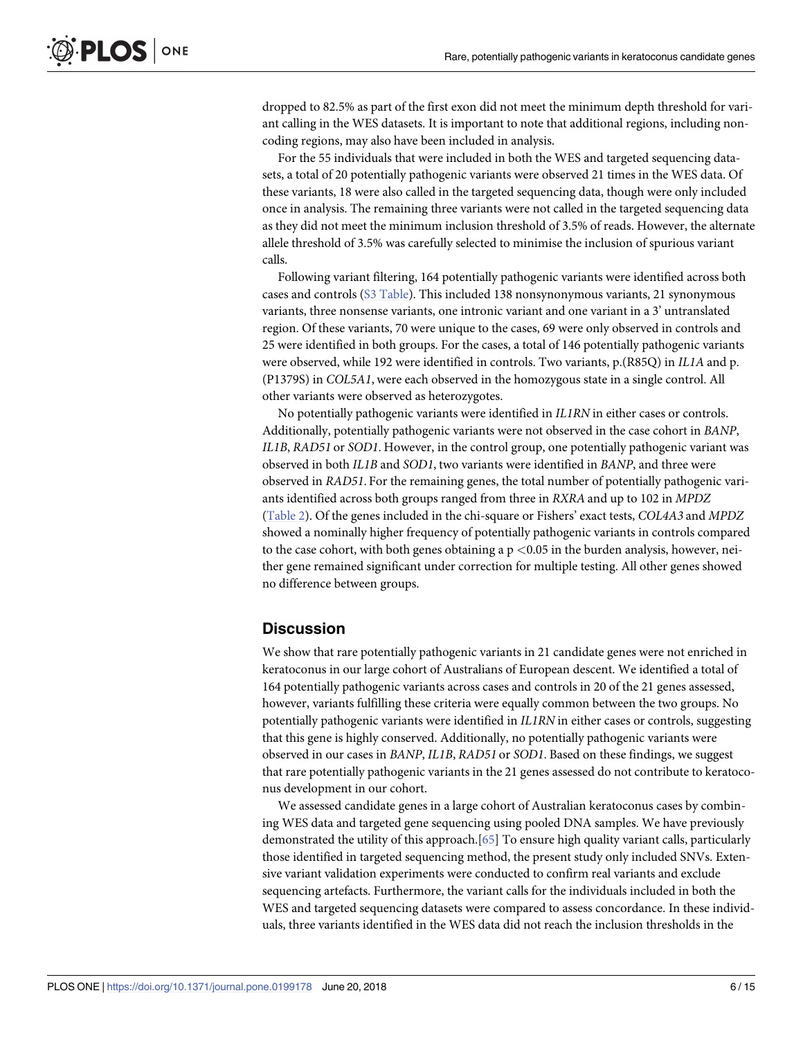dropped to 82.5% as part of the first exon did not meet the minimum depth threshold for variant calling in the WES datasets. It is important to note that additional regions, including non-coding regions, may also have been included in analysis.

For the 55 individuals that were included in both the WES and targeted sequencing datasets, a total of 20 potentially pathogenic variants were observed 21 times in the WES data. Of these variants, 18 were also called in the targeted sequencing data, though were only included once in analysis. The remaining three variants were not called in the targeted sequencing data as they did not meet the minimum inclusion threshold of 3.5% of reads. However, the alternate allele threshold of 3.5% was carefully selected to minimise the inclusion of spurious variant calls.

Following variant filtering, 164 potentially pathogenic variants were identified across both cases and controls (S3 Table). This included 138 nonsynonymous variants, 21 synonymous variants, three nonsense variants, one intronic variant and one variant in a 3' untranslated region. Of these variants, 70 were unique to the cases, 69 were only observed in controls and 25 were identified in both groups. For the cases, a total of 146 potentially pathogenic variants were observed, while 192 were identified in controls. Two variants, p.(R85Q) in *IL1A* and p.(P1379S) in *COL5A1*, were each observed in the homozygous state in a single control. All other variants were observed as heterozygotes.

No potentially pathogenic variants were identified in *IL1RN* in either cases or controls. Additionally, potentially pathogenic variants were not observed in the case cohort in *BANP*, *IL1B*, *RAD51* or *SOD1*. However, in the control group, one potentially pathogenic variant was observed in both *IL1B* and *SOD1*, two variants were identified in *BANP*, and three were observed in *RAD51*. For the remaining genes, the total number of potentially pathogenic variants identified across both groups ranged from three in *RXRA* and up to 102 in *MPDZ* (Table 2). Of the genes included in the chi-square or Fishers' exact tests, *COL4A3* and *MPDZ* showed a nominally higher frequency of potentially pathogenic variants in controls compared to the case cohort, with both genes obtaining a $p < 0.05$ in the burden analysis, however, neither gene remained significant under correction for multiple testing. All other genes showed no difference between groups.

## Discussion

We show that rare potentially pathogenic variants in 21 candidate genes were not enriched in keratoconus in our large cohort of Australians of European descent. We identified a total of 164 potentially pathogenic variants across cases and controls in 20 of the 21 genes assessed, however, variants fulfilling these criteria were equally common between the two groups. No potentially pathogenic variants were identified in *IL1RN* in either cases or controls, suggesting that this gene is highly conserved. Additionally, no potentially pathogenic variants were observed in our cases in *BANP*, *IL1B*, *RAD51* or *SOD1*. Based on these findings, we suggest that rare potentially pathogenic variants in the 21 genes assessed do not contribute to keratoconus development in our cohort.

We assessed candidate genes in a large cohort of Australian keratoconus cases by combining WES data and targeted gene sequencing using pooled DNA samples. We have previously demonstrated the utility of this approach.[65] To ensure high quality variant calls, particularly those identified in targeted sequencing method, the present study only included SNVs. Extensive variant validation experiments were conducted to confirm real variants and exclude sequencing artefacts. Furthermore, the variant calls for the individuals included in both the WES and targeted sequencing datasets were compared to assess concordance. In these individuals, three variants identified in the WES data did not reach the inclusion thresholds in the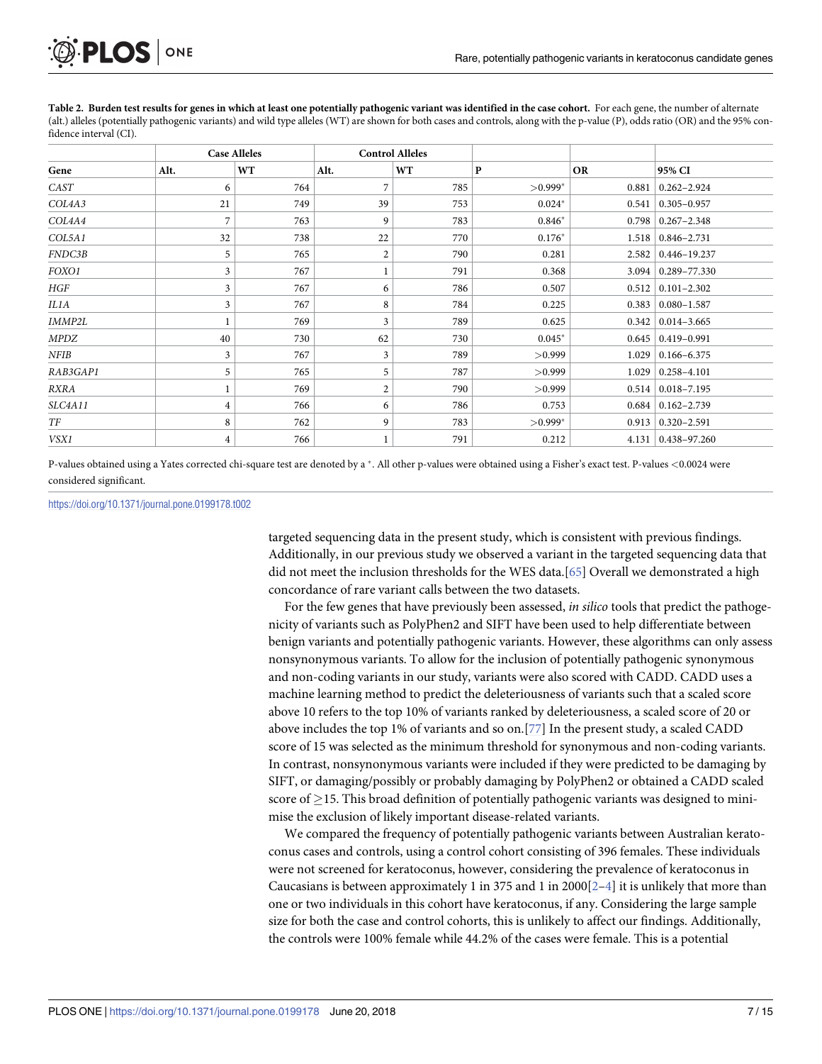**Table 2. Burden test results for genes in which at least one potentially pathogenic variant was identified in the case cohort.** For each gene, the number of alternate (alt.) alleles (potentially pathogenic variants) and wild type alleles (WT) are shown for both cases and controls, along with the p-value (P), odds ratio (OR) and the 95% confidence interval (CI).

| | Case Alleles | | Control Alleles | | | | |
|---|---|---|---|---|---|---|---|
| Gene | Alt. | WT | Alt. | WT | P | OR | 95% CI |
| *CAST* | 6 | 764 | 7 | 785 | >0.999* | 0.881 | 0.262–2.924 |
| *COL4A3* | 21 | 749 | 39 | 753 | 0.024* | 0.541 | 0.305–0.957 |
| *COL4A4* | 7 | 763 | 9 | 783 | 0.846* | 0.798 | 0.267–2.348 |
| *COL5A1* | 32 | 738 | 22 | 770 | 0.176* | 1.518 | 0.846–2.731 |
| *FNDC3B* | 5 | 765 | 2 | 790 | 0.281 | 2.582 | 0.446–19.237 |
| *FOXO1* | 3 | 767 | 1 | 791 | 0.368 | 3.094 | 0.289–77.330 |
| *HGF* | 3 | 767 | 6 | 786 | 0.507 | 0.512 | 0.101–2.302 |
| *IL1A* | 3 | 767 | 8 | 784 | 0.225 | 0.383 | 0.080–1.587 |
| *IMMP2L* | 1 | 769 | 3 | 789 | 0.625 | 0.342 | 0.014–3.665 |
| *MPDZ* | 40 | 730 | 62 | 730 | 0.045* | 0.645 | 0.419–0.991 |
| *NFIB* | 3 | 767 | 3 | 789 | >0.999 | 1.029 | 0.166–6.375 |
| *RAB3GAP1* | 5 | 765 | 5 | 787 | >0.999 | 1.029 | 0.258–4.101 |
| *RXRA* | 1 | 769 | 2 | 790 | >0.999 | 0.514 | 0.018–7.195 |
| *SLC4A11* | 4 | 766 | 6 | 786 | 0.753 | 0.684 | 0.162–2.739 |
| *TF* | 8 | 762 | 9 | 783 | >0.999* | 0.913 | 0.320–2.591 |
| *VSX1* | 4 | 766 | 1 | 791 | 0.212 | 4.131 | 0.438–97.260 |

P-values obtained using a Yates corrected chi-square test are denoted by a *. All other p-values were obtained using a Fisher's exact test. P-values <0.0024 were considered significant.

https://doi.org/10.1371/journal.pone.0199178.t002

targeted sequencing data in the present study, which is consistent with previous findings. Additionally, in our previous study we observed a variant in the targeted sequencing data that did not meet the inclusion thresholds for the WES data.[65] Overall we demonstrated a high concordance of rare variant calls between the two datasets.

For the few genes that have previously been assessed, *in silico* tools that predict the pathogenicity of variants such as PolyPhen2 and SIFT have been used to help differentiate between benign variants and potentially pathogenic variants. However, these algorithms can only assess nonsynonymous variants. To allow for the inclusion of potentially pathogenic synonymous and non-coding variants in our study, variants were also scored with CADD. CADD uses a machine learning method to predict the deleteriousness of variants such that a scaled score above 10 refers to the top 10% of variants ranked by deleteriousness, a scaled score of 20 or above includes the top 1% of variants and so on.[77] In the present study, a scaled CADD score of 15 was selected as the minimum threshold for synonymous and non-coding variants. In contrast, nonsynonymous variants were included if they were predicted to be damaging by SIFT, or damaging/possibly or probably damaging by PolyPhen2 or obtained a CADD scaled score of ≥15. This broad definition of potentially pathogenic variants was designed to minimise the exclusion of likely important disease-related variants.

We compared the frequency of potentially pathogenic variants between Australian keratoconus cases and controls, using a control cohort consisting of 396 females. These individuals were not screened for keratoconus, however, considering the prevalence of keratoconus in Caucasians is between approximately 1 in 375 and 1 in 2000[2–4] it is unlikely that more than one or two individuals in this cohort have keratoconus, if any. Considering the large sample size for both the case and control cohorts, this is unlikely to affect our findings. Additionally, the controls were 100% female while 44.2% of the cases were female. This is a potential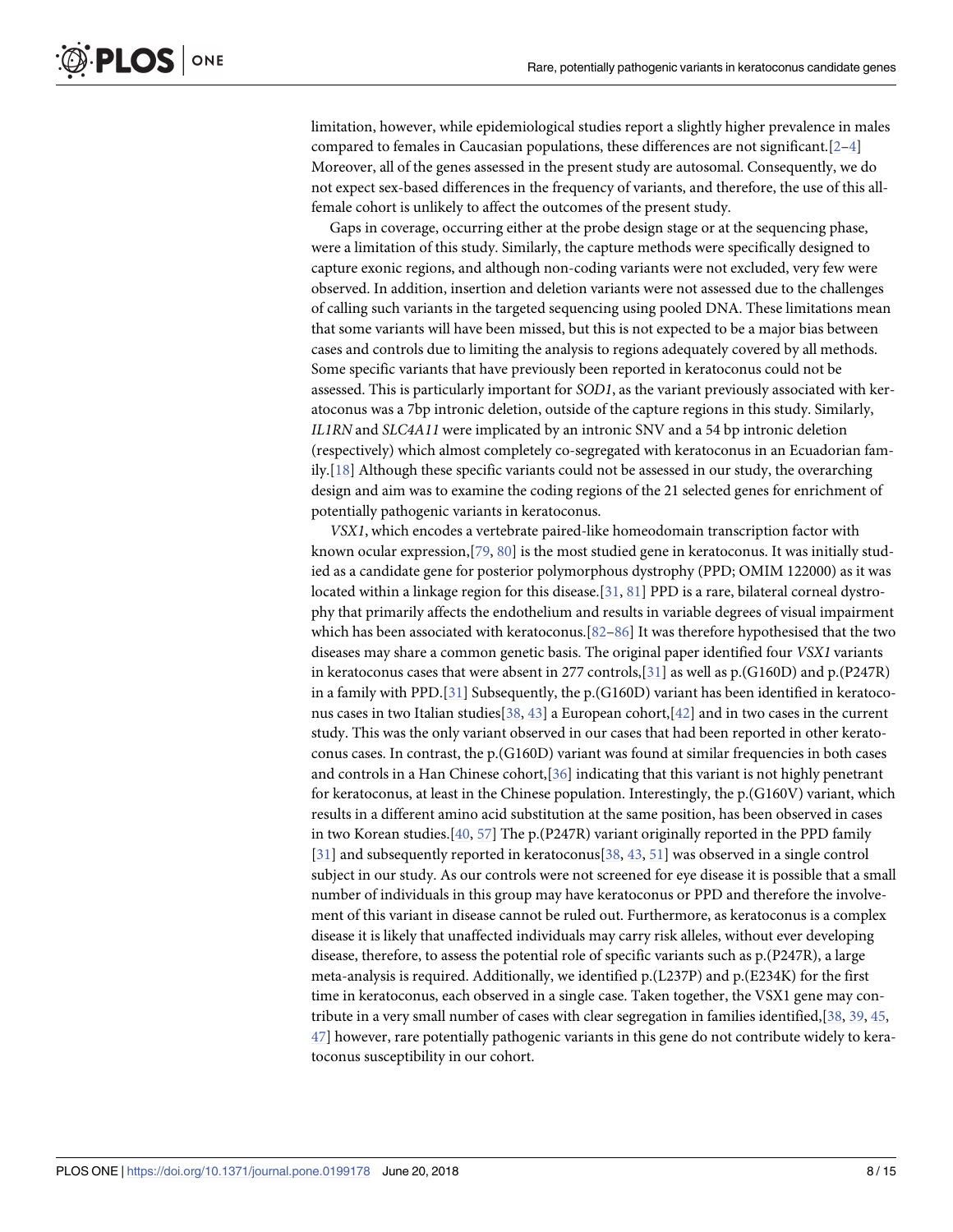limitation, however, while epidemiological studies report a slightly higher prevalence in males compared to females in Caucasian populations, these differences are not significant.[2–4] Moreover, all of the genes assessed in the present study are autosomal. Consequently, we do not expect sex-based differences in the frequency of variants, and therefore, the use of this all-female cohort is unlikely to affect the outcomes of the present study.

Gaps in coverage, occurring either at the probe design stage or at the sequencing phase, were a limitation of this study. Similarly, the capture methods were specifically designed to capture exonic regions, and although non-coding variants were not excluded, very few were observed. In addition, insertion and deletion variants were not assessed due to the challenges of calling such variants in the targeted sequencing using pooled DNA. These limitations mean that some variants will have been missed, but this is not expected to be a major bias between cases and controls due to limiting the analysis to regions adequately covered by all methods. Some specific variants that have previously been reported in keratoconus could not be assessed. This is particularly important for *SOD1*, as the variant previously associated with keratoconus was a 7bp intronic deletion, outside of the capture regions in this study. Similarly, *IL1RN* and *SLC4A11* were implicated by an intronic SNV and a 54 bp intronic deletion (respectively) which almost completely co-segregated with keratoconus in an Ecuadorian family.[18] Although these specific variants could not be assessed in our study, the overarching design and aim was to examine the coding regions of the 21 selected genes for enrichment of potentially pathogenic variants in keratoconus.

*VSX1*, which encodes a vertebrate paired-like homeodomain transcription factor with known ocular expression,[79, 80] is the most studied gene in keratoconus. It was initially studied as a candidate gene for posterior polymorphous dystrophy (PPD; OMIM 122000) as it was located within a linkage region for this disease.[31, 81] PPD is a rare, bilateral corneal dystrophy that primarily affects the endothelium and results in variable degrees of visual impairment which has been associated with keratoconus.[82–86] It was therefore hypothesised that the two diseases may share a common genetic basis. The original paper identified four *VSX1* variants in keratoconus cases that were absent in 277 controls,[31] as well as p.(G160D) and p.(P247R) in a family with PPD.[31] Subsequently, the p.(G160D) variant has been identified in keratoconus cases in two Italian studies[38, 43] a European cohort,[42] and in two cases in the current study. This was the only variant observed in our cases that had been reported in other keratoconus cases. In contrast, the p.(G160D) variant was found at similar frequencies in both cases and controls in a Han Chinese cohort,[36] indicating that this variant is not highly penetrant for keratoconus, at least in the Chinese population. Interestingly, the p.(G160V) variant, which results in a different amino acid substitution at the same position, has been observed in cases in two Korean studies.[40, 57] The p.(P247R) variant originally reported in the PPD family [31] and subsequently reported in keratoconus[38, 43, 51] was observed in a single control subject in our study. As our controls were not screened for eye disease it is possible that a small number of individuals in this group may have keratoconus or PPD and therefore the involvement of this variant in disease cannot be ruled out. Furthermore, as keratoconus is a complex disease it is likely that unaffected individuals may carry risk alleles, without ever developing disease, therefore, to assess the potential role of specific variants such as p.(P247R), a large meta-analysis is required. Additionally, we identified p.(L237P) and p.(E234K) for the first time in keratoconus, each observed in a single case. Taken together, the VSX1 gene may contribute in a very small number of cases with clear segregation in families identified,[38, 39, 45, 47] however, rare potentially pathogenic variants in this gene do not contribute widely to keratoconus susceptibility in our cohort.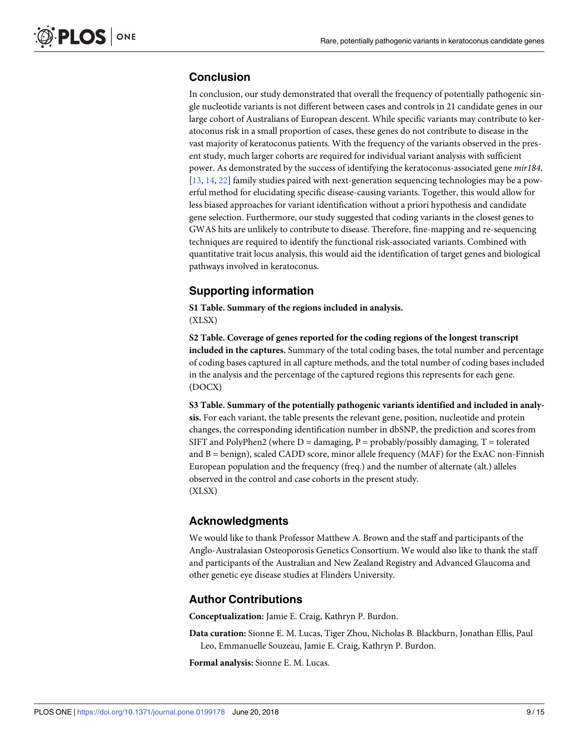## Conclusion

In conclusion, our study demonstrated that overall the frequency of potentially pathogenic single nucleotide variants is not different between cases and controls in 21 candidate genes in our large cohort of Australians of European descent. While specific variants may contribute to keratoconus risk in a small proportion of cases, these genes do not contribute to disease in the vast majority of keratoconus patients. With the frequency of the variants observed in the present study, much larger cohorts are required for individual variant analysis with sufficient power. As demonstrated by the success of identifying the keratoconus-associated gene *mir184*, [13, 14, 22] family studies paired with next-generation sequencing technologies may be a powerful method for elucidating specific disease-causing variants. Together, this would allow for less biased approaches for variant identification without a priori hypothesis and candidate gene selection. Furthermore, our study suggested that coding variants in the closest genes to GWAS hits are unlikely to contribute to disease. Therefore, fine-mapping and re-sequencing techniques are required to identify the functional risk-associated variants. Combined with quantitative trait locus analysis, this would aid the identification of target genes and biological pathways involved in keratoconus.

## Supporting information

**S1 Table. Summary of the regions included in analysis.**
(XLSX)

**S2 Table. Coverage of genes reported for the coding regions of the longest transcript included in the captures.** Summary of the total coding bases, the total number and percentage of coding bases captured in all capture methods, and the total number of coding bases included in the analysis and the percentage of the captured regions this represents for each gene.
(DOCX)

**S3 Table. Summary of the potentially pathogenic variants identified and included in analysis.** For each variant, the table presents the relevant gene, position, nucleotide and protein changes, the corresponding identification number in dbSNP, the prediction and scores from SIFT and PolyPhen2 (where D = damaging, P = probably/possibly damaging, T = tolerated and B = benign), scaled CADD score, minor allele frequency (MAF) for the ExAC non-Finnish European population and the frequency (freq.) and the number of alternate (alt.) alleles observed in the control and case cohorts in the present study.
(XLSX)

## Acknowledgments

We would like to thank Professor Matthew A. Brown and the staff and participants of the Anglo-Australasian Osteoporosis Genetics Consortium. We would also like to thank the staff and participants of the Australian and New Zealand Registry and Advanced Glaucoma and other genetic eye disease studies at Flinders University.

## Author Contributions

**Conceptualization:** Jamie E. Craig, Kathryn P. Burdon.

**Data curation:** Sionne E. M. Lucas, Tiger Zhou, Nicholas B. Blackburn, Jonathan Ellis, Paul Leo, Emmanuelle Souzeau, Jamie E. Craig, Kathryn P. Burdon.

**Formal analysis:** Sionne E. M. Lucas.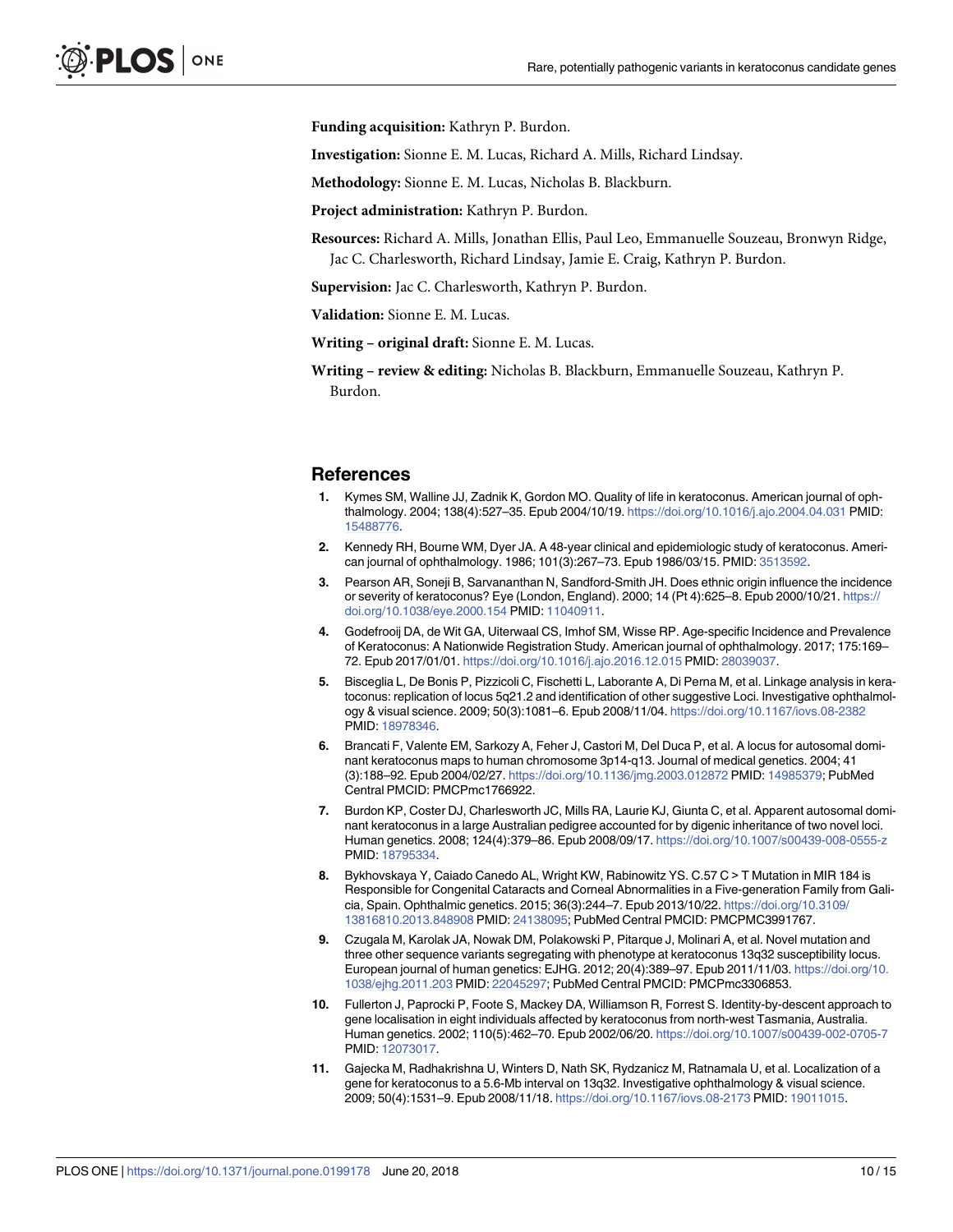**Funding acquisition:** Kathryn P. Burdon.

**Investigation:** Sionne E. M. Lucas, Richard A. Mills, Richard Lindsay.

**Methodology:** Sionne E. M. Lucas, Nicholas B. Blackburn.

**Project administration:** Kathryn P. Burdon.

**Resources:** Richard A. Mills, Jonathan Ellis, Paul Leo, Emmanuelle Souzeau, Bronwyn Ridge, Jac C. Charlesworth, Richard Lindsay, Jamie E. Craig, Kathryn P. Burdon.

**Supervision:** Jac C. Charlesworth, Kathryn P. Burdon.

**Validation:** Sionne E. M. Lucas.

**Writing – original draft:** Sionne E. M. Lucas.

**Writing – review & editing:** Nicholas B. Blackburn, Emmanuelle Souzeau, Kathryn P. Burdon.

## References

1. Kymes SM, Walline JJ, Zadnik K, Gordon MO. Quality of life in keratoconus. American journal of ophthalmology. 2004; 138(4):527–35. Epub 2004/10/19. https://doi.org/10.1016/j.ajo.2004.04.031 PMID: 15488776.
2. Kennedy RH, Bourne WM, Dyer JA. A 48-year clinical and epidemiologic study of keratoconus. American journal of ophthalmology. 1986; 101(3):267–73. Epub 1986/03/15. PMID: 3513592.
3. Pearson AR, Soneji B, Sarvananthan N, Sandford-Smith JH. Does ethnic origin influence the incidence or severity of keratoconus? Eye (London, England). 2000; 14 (Pt 4):625–8. Epub 2000/10/21. https://doi.org/10.1038/eye.2000.154 PMID: 11040911.
4. Godefrooij DA, de Wit GA, Uiterwaal CS, Imhof SM, Wisse RP. Age-specific Incidence and Prevalence of Keratoconus: A Nationwide Registration Study. American journal of ophthalmology. 2017; 175:169–72. Epub 2017/01/01. https://doi.org/10.1016/j.ajo.2016.12.015 PMID: 28039037.
5. Bisceglia L, De Bonis P, Pizzicoli C, Fischetti L, Laborante A, Di Perna M, et al. Linkage analysis in keratoconus: replication of locus 5q21.2 and identification of other suggestive Loci. Investigative ophthalmology & visual science. 2009; 50(3):1081–6. Epub 2008/11/04. https://doi.org/10.1167/iovs.08-2382 PMID: 18978346.
6. Brancati F, Valente EM, Sarkozy A, Feher J, Castori M, Del Duca P, et al. A locus for autosomal dominant keratoconus maps to human chromosome 3p14-q13. Journal of medical genetics. 2004; 41 (3):188–92. Epub 2004/02/27. https://doi.org/10.1136/jmg.2003.012872 PMID: 14985379; PubMed Central PMCID: PMCPmc1766922.
7. Burdon KP, Coster DJ, Charlesworth JC, Mills RA, Laurie KJ, Giunta C, et al. Apparent autosomal dominant keratoconus in a large Australian pedigree accounted for by digenic inheritance of two novel loci. Human genetics. 2008; 124(4):379–86. Epub 2008/09/17. https://doi.org/10.1007/s00439-008-0555-z PMID: 18795334.
8. Bykhovskaya Y, Caiado Canedo AL, Wright KW, Rabinowitz YS. C.57 C > T Mutation in MIR 184 is Responsible for Congenital Cataracts and Corneal Abnormalities in a Five-generation Family from Galicia, Spain. Ophthalmic genetics. 2015; 36(3):244–7. Epub 2013/10/22. https://doi.org/10.3109/13816810.2013.848908 PMID: 24138095; PubMed Central PMCID: PMCPMC3991767.
9. Czugala M, Karolak JA, Nowak DM, Polakowski P, Pitarque J, Molinari A, et al. Novel mutation and three other sequence variants segregating with phenotype at keratoconus 13q32 susceptibility locus. European journal of human genetics: EJHG. 2012; 20(4):389–97. Epub 2011/11/03. https://doi.org/10.1038/ejhg.2011.203 PMID: 22045297; PubMed Central PMCID: PMCPmc3306853.
10. Fullerton J, Paprocki P, Foote S, Mackey DA, Williamson R, Forrest S. Identity-by-descent approach to gene localisation in eight individuals affected by keratoconus from north-west Tasmania, Australia. Human genetics. 2002; 110(5):462–70. Epub 2002/06/20. https://doi.org/10.1007/s00439-002-0705-7 PMID: 12073017.
11. Gajecka M, Radhakrishna U, Winters D, Nath SK, Rydzanicz M, Ratnamala U, et al. Localization of a gene for keratoconus to a 5.6-Mb interval on 13q32. Investigative ophthalmology & visual science. 2009; 50(4):1531–9. Epub 2008/11/18. https://doi.org/10.1167/iovs.08-2173 PMID: 19011015.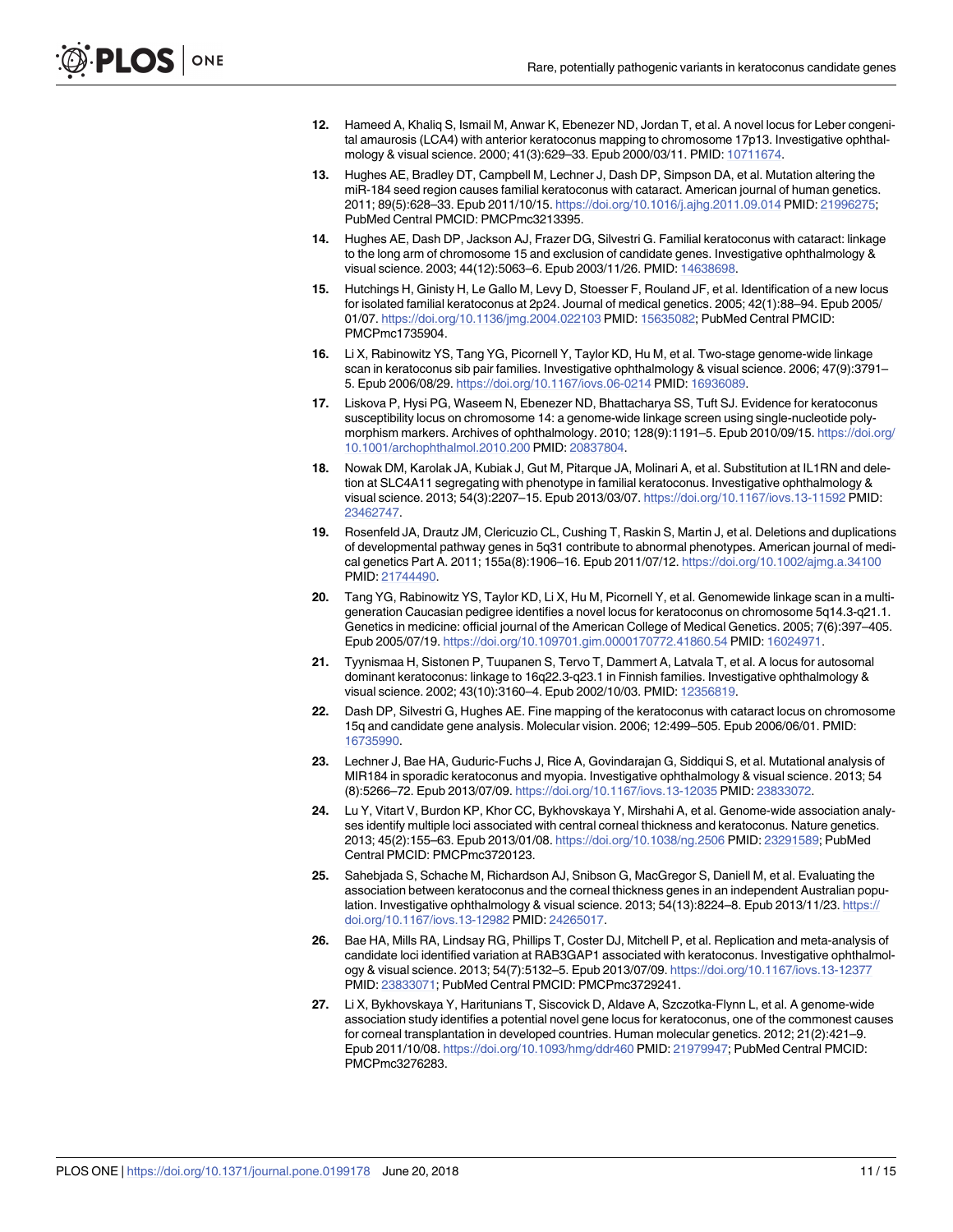12. Hameed A, Khaliq S, Ismail M, Anwar K, Ebenezer ND, Jordan T, et al. A novel locus for Leber congenital amaurosis (LCA4) with anterior keratoconus mapping to chromosome 17p13. Investigative ophthalmology & visual science. 2000; 41(3):629–33. Epub 2000/03/11. PMID: 10711674.

13. Hughes AE, Bradley DT, Campbell M, Lechner J, Dash DP, Simpson DA, et al. Mutation altering the miR-184 seed region causes familial keratoconus with cataract. American journal of human genetics. 2011; 89(5):628–33. Epub 2011/10/15. https://doi.org/10.1016/j.ajhg.2011.09.014 PMID: 21996275; PubMed Central PMCID: PMCPmc3213395.

14. Hughes AE, Dash DP, Jackson AJ, Frazer DG, Silvestri G. Familial keratoconus with cataract: linkage to the long arm of chromosome 15 and exclusion of candidate genes. Investigative ophthalmology & visual science. 2003; 44(12):5063–6. Epub 2003/11/26. PMID: 14638698.

15. Hutchings H, Ginisty H, Le Gallo M, Levy D, Stoesser F, Rouland JF, et al. Identification of a new locus for isolated familial keratoconus at 2p24. Journal of medical genetics. 2005; 42(1):88–94. Epub 2005/01/07. https://doi.org/10.1136/jmg.2004.022103 PMID: 15635082; PubMed Central PMCID: PMCPmc1735904.

16. Li X, Rabinowitz YS, Tang YG, Picornell Y, Taylor KD, Hu M, et al. Two-stage genome-wide linkage scan in keratoconus sib pair families. Investigative ophthalmology & visual science. 2006; 47(9):3791–5. Epub 2006/08/29. https://doi.org/10.1167/iovs.06-0214 PMID: 16936089.

17. Liskova P, Hysi PG, Waseem N, Ebenezer ND, Bhattacharya SS, Tuft SJ. Evidence for keratoconus susceptibility locus on chromosome 14: a genome-wide linkage screen using single-nucleotide polymorphism markers. Archives of ophthalmology. 2010; 128(9):1191–5. Epub 2010/09/15. https://doi.org/10.1001/archophthalmol.2010.200 PMID: 20837804.

18. Nowak DM, Karolak JA, Kubiak J, Gut M, Pitarque JA, Molinari A, et al. Substitution at IL1RN and deletion at SLC4A11 segregating with phenotype in familial keratoconus. Investigative ophthalmology & visual science. 2013; 54(3):2207–15. Epub 2013/03/07. https://doi.org/10.1167/iovs.13-11592 PMID: 23462747.

19. Rosenfeld JA, Drautz JM, Clericuzio CL, Cushing T, Raskin S, Martin J, et al. Deletions and duplications of developmental pathway genes in 5q31 contribute to abnormal phenotypes. American journal of medical genetics Part A. 2011; 155a(8):1906–16. Epub 2011/07/12. https://doi.org/10.1002/ajmg.a.34100 PMID: 21744490.

20. Tang YG, Rabinowitz YS, Taylor KD, Li X, Hu M, Picornell Y, et al. Genomewide linkage scan in a multigeneration Caucasian pedigree identifies a novel locus for keratoconus on chromosome 5q14.3-q21.1. Genetics in medicine: official journal of the American College of Medical Genetics. 2005; 7(6):397–405. Epub 2005/07/19. https://doi.org/10.109701.gim.0000170772.41860.54 PMID: 16024971.

21. Tyynismaa H, Sistonen P, Tuupanen S, Tervo T, Dammert A, Latvala T, et al. A locus for autosomal dominant keratoconus: linkage to 16q22.3-q23.1 in Finnish families. Investigative ophthalmology & visual science. 2002; 43(10):3160–4. Epub 2002/10/03. PMID: 12356819.

22. Dash DP, Silvestri G, Hughes AE. Fine mapping of the keratoconus with cataract locus on chromosome 15q and candidate gene analysis. Molecular vision. 2006; 12:499–505. Epub 2006/06/01. PMID: 16735990.

23. Lechner J, Bae HA, Guduric-Fuchs J, Rice A, Govindarajan G, Siddiqui S, et al. Mutational analysis of MIR184 in sporadic keratoconus and myopia. Investigative ophthalmology & visual science. 2013; 54(8):5266–72. Epub 2013/07/09. https://doi.org/10.1167/iovs.13-12035 PMID: 23833072.

24. Lu Y, Vitart V, Burdon KP, Khor CC, Bykhovskaya Y, Mirshahi A, et al. Genome-wide association analyses identify multiple loci associated with central corneal thickness and keratoconus. Nature genetics. 2013; 45(2):155–63. Epub 2013/01/08. https://doi.org/10.1038/ng.2506 PMID: 23291589; PubMed Central PMCID: PMCPmc3720123.

25. Sahebjada S, Schache M, Richardson AJ, Snibson G, MacGregor S, Daniell M, et al. Evaluating the association between keratoconus and the corneal thickness genes in an independent Australian population. Investigative ophthalmology & visual science. 2013; 54(13):8224–8. Epub 2013/11/23. https://doi.org/10.1167/iovs.13-12982 PMID: 24265017.

26. Bae HA, Mills RA, Lindsay RG, Phillips T, Coster DJ, Mitchell P, et al. Replication and meta-analysis of candidate loci identified variation at RAB3GAP1 associated with keratoconus. Investigative ophthalmology & visual science. 2013; 54(7):5132–5. Epub 2013/07/09. https://doi.org/10.1167/iovs.13-12377 PMID: 23833071; PubMed Central PMCID: PMCPmc3729241.

27. Li X, Bykhovskaya Y, Haritunians T, Siscovick D, Aldave A, Szczotka-Flynn L, et al. A genome-wide association study identifies a potential novel gene locus for keratoconus, one of the commonest causes for corneal transplantation in developed countries. Human molecular genetics. 2012; 21(2):421–9. Epub 2011/10/08. https://doi.org/10.1093/hmg/ddr460 PMID: 21979947; PubMed Central PMCID: PMCPmc3276283.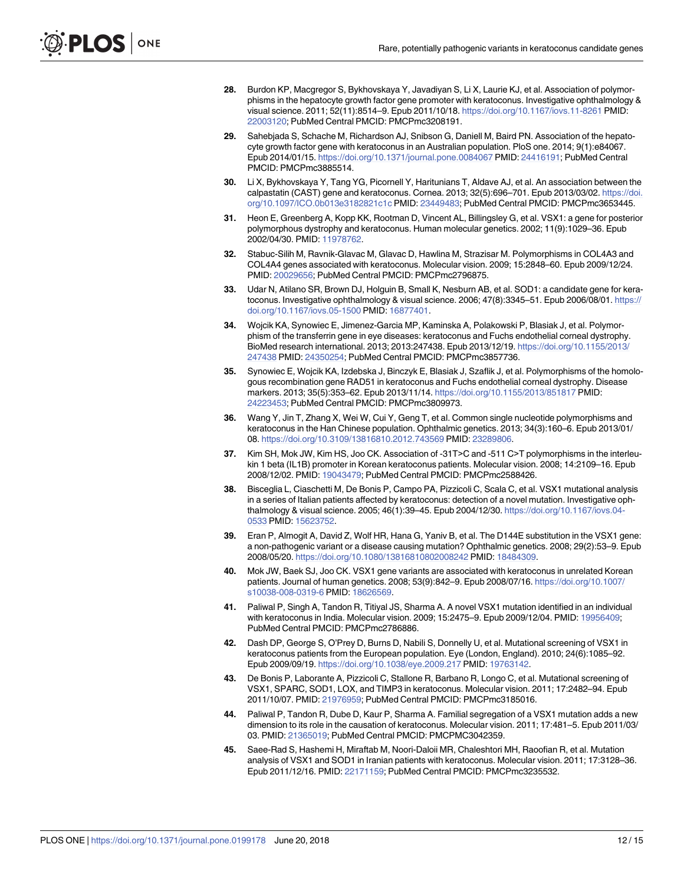28. Burdon KP, Macgregor S, Bykhovskaya Y, Javadiyan S, Li X, Laurie KJ, et al. Association of polymorphisms in the hepatocyte growth factor gene promoter with keratoconus. Investigative ophthalmology & visual science. 2011; 52(11):8514–9. Epub 2011/10/18. https://doi.org/10.1167/iovs.11-8261 PMID: 22003120; PubMed Central PMCID: PMCPmc3208191.

29. Sahebjada S, Schache M, Richardson AJ, Snibson G, Daniell M, Baird PN. Association of the hepatocyte growth factor gene with keratoconus in an Australian population. PloS one. 2014; 9(1):e84067. Epub 2014/01/15. https://doi.org/10.1371/journal.pone.0084067 PMID: 24416191; PubMed Central PMCID: PMCPmc3885514.

30. Li X, Bykhovskaya Y, Tang YG, Picornell Y, Haritunians T, Aldave AJ, et al. An association between the calpastatin (CAST) gene and keratoconus. Cornea. 2013; 32(5):696–701. Epub 2013/03/02. https://doi.org/10.1097/ICO.0b013e3182821c1c PMID: 23449483; PubMed Central PMCID: PMCPmc3653445.

31. Heon E, Greenberg A, Kopp KK, Rootman D, Vincent AL, Billingsley G, et al. VSX1: a gene for posterior polymorphous dystrophy and keratoconus. Human molecular genetics. 2002; 11(9):1029–36. Epub 2002/04/30. PMID: 11978762.

32. Stabuc-Silih M, Ravnik-Glavac M, Glavac D, Hawlina M, Strazisar M. Polymorphisms in COL4A3 and COL4A4 genes associated with keratoconus. Molecular vision. 2009; 15:2848–60. Epub 2009/12/24. PMID: 20029656; PubMed Central PMCID: PMCPmc2796875.

33. Udar N, Atilano SR, Brown DJ, Holguin B, Small K, Nesburn AB, et al. SOD1: a candidate gene for keratoconus. Investigative ophthalmology & visual science. 2006; 47(8):3345–51. Epub 2006/08/01. https://doi.org/10.1167/iovs.05-1500 PMID: 16877401.

34. Wojcik KA, Synowiec E, Jimenez-Garcia MP, Kaminska A, Polakowski P, Blasiak J, et al. Polymorphism of the transferrin gene in eye diseases: keratoconus and Fuchs endothelial corneal dystrophy. BioMed research international. 2013; 2013:247438. Epub 2013/12/19. https://doi.org/10.1155/2013/247438 PMID: 24350254; PubMed Central PMCID: PMCPmc3857736.

35. Synowiec E, Wojcik KA, Izdebska J, Binczyk E, Blasiak J, Szaflik J, et al. Polymorphisms of the homologous recombination gene RAD51 in keratoconus and Fuchs endothelial corneal dystrophy. Disease markers. 2013; 35(5):353–62. Epub 2013/11/14. https://doi.org/10.1155/2013/851817 PMID: 24223453; PubMed Central PMCID: PMCPmc3809973.

36. Wang Y, Jin T, Zhang X, Wei W, Cui Y, Geng T, et al. Common single nucleotide polymorphisms and keratoconus in the Han Chinese population. Ophthalmic genetics. 2013; 34(3):160–6. Epub 2013/01/08. https://doi.org/10.3109/13816810.2012.743569 PMID: 23289806.

37. Kim SH, Mok JW, Kim HS, Joo CK. Association of -31T>C and -511 C>T polymorphisms in the interleukin 1 beta (IL1B) promoter in Korean keratoconus patients. Molecular vision. 2008; 14:2109–16. Epub 2008/12/02. PMID: 19043479; PubMed Central PMCID: PMCPmc2588426.

38. Bisceglia L, Ciaschetti M, De Bonis P, Campo PA, Pizzicoli C, Scala C, et al. VSX1 mutational analysis in a series of Italian patients affected by keratoconus: detection of a novel mutation. Investigative ophthalmology & visual science. 2005; 46(1):39–45. Epub 2004/12/30. https://doi.org/10.1167/iovs.04-0533 PMID: 15623752.

39. Eran P, Almogit A, David Z, Wolf HR, Hana G, Yaniv B, et al. The D144E substitution in the VSX1 gene: a non-pathogenic variant or a disease causing mutation? Ophthalmic genetics. 2008; 29(2):53–9. Epub 2008/05/20. https://doi.org/10.1080/13816810802008242 PMID: 18484309.

40. Mok JW, Baek SJ, Joo CK. VSX1 gene variants are associated with keratoconus in unrelated Korean patients. Journal of human genetics. 2008; 53(9):842–9. Epub 2008/07/16. https://doi.org/10.1007/s10038-008-0319-6 PMID: 18626569.

41. Paliwal P, Singh A, Tandon R, Titiyal JS, Sharma A. A novel VSX1 mutation identified in an individual with keratoconus in India. Molecular vision. 2009; 15:2475–9. Epub 2009/12/04. PMID: 19956409; PubMed Central PMCID: PMCPmc2786886.

42. Dash DP, George S, O'Prey D, Burns D, Nabili S, Donnelly U, et al. Mutational screening of VSX1 in keratoconus patients from the European population. Eye (London, England). 2010; 24(6):1085–92. Epub 2009/09/19. https://doi.org/10.1038/eye.2009.217 PMID: 19763142.

43. De Bonis P, Laborante A, Pizzicoli C, Stallone R, Barbano R, Longo C, et al. Mutational screening of VSX1, SPARC, SOD1, LOX, and TIMP3 in keratoconus. Molecular vision. 2011; 17:2482–94. Epub 2011/10/07. PMID: 21976959; PubMed Central PMCID: PMCPmc3185016.

44. Paliwal P, Tandon R, Dube D, Kaur P, Sharma A. Familial segregation of a VSX1 mutation adds a new dimension to its role in the causation of keratoconus. Molecular vision. 2011; 17:481–5. Epub 2011/03/03. PMID: 21365019; PubMed Central PMCID: PMCPMC3042359.

45. Saee-Rad S, Hashemi H, Miraftab M, Noori-Daloii MR, Chaleshtori MH, Raoofian R, et al. Mutation analysis of VSX1 and SOD1 in Iranian patients with keratoconus. Molecular vision. 2011; 17:3128–36. Epub 2011/12/16. PMID: 22171159; PubMed Central PMCID: PMCPmc3235532.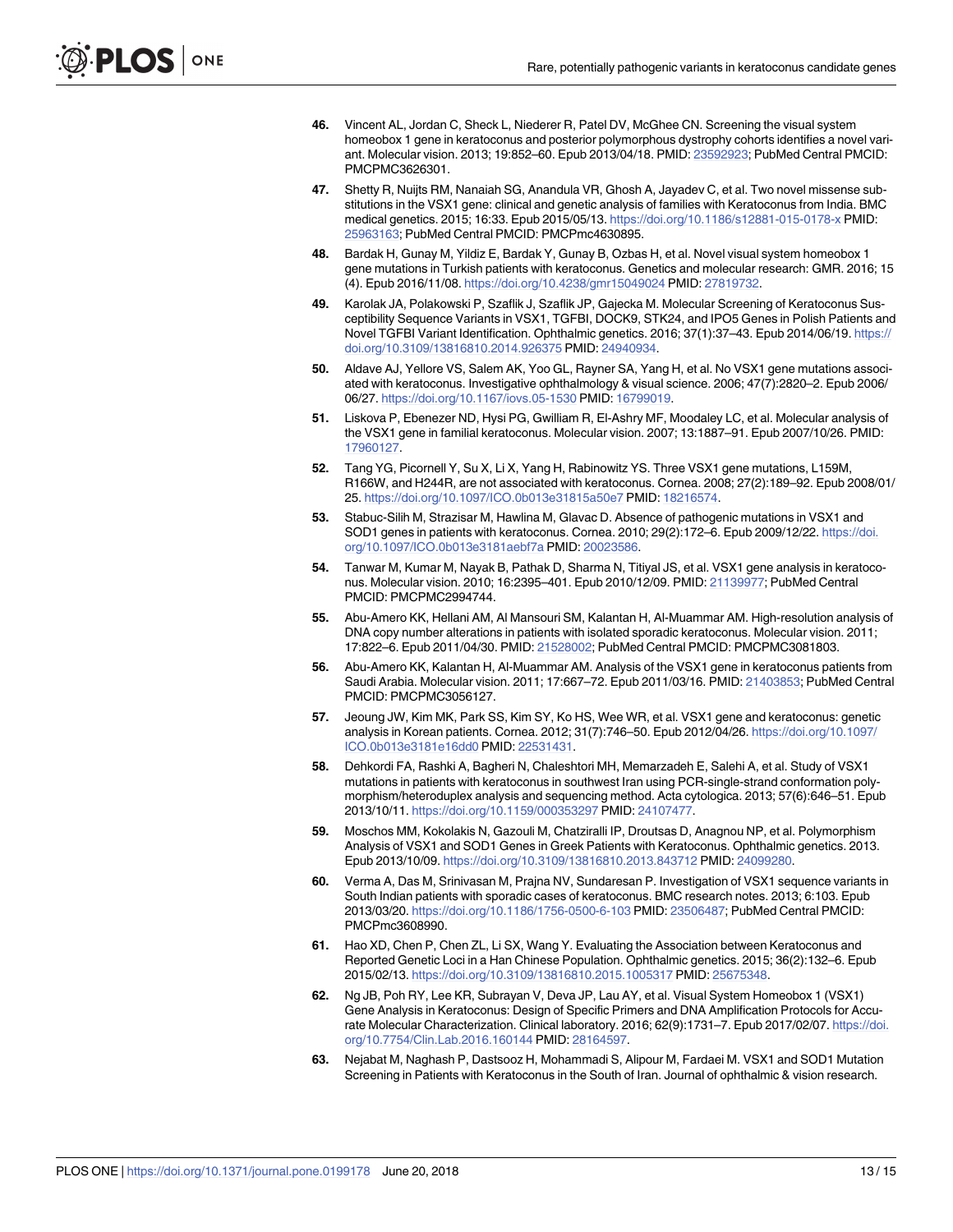46. Vincent AL, Jordan C, Sheck L, Niederer R, Patel DV, McGhee CN. Screening the visual system homeobox 1 gene in keratoconus and posterior polymorphous dystrophy cohorts identifies a novel variant. Molecular vision. 2013; 19:852–60. Epub 2013/04/18. PMID: 23592923; PubMed Central PMCID: PMCPMC3626301.

47. Shetty R, Nuijts RM, Nanaiah SG, Anandula VR, Ghosh A, Jayadev C, et al. Two novel missense substitutions in the VSX1 gene: clinical and genetic analysis of families with Keratoconus from India. BMC medical genetics. 2015; 16:33. Epub 2015/05/13. https://doi.org/10.1186/s12881-015-0178-x PMID: 25963163; PubMed Central PMCID: PMCPmc4630895.

48. Bardak H, Gunay M, Yildiz E, Bardak Y, Gunay B, Ozbas H, et al. Novel visual system homeobox 1 gene mutations in Turkish patients with keratoconus. Genetics and molecular research: GMR. 2016; 15 (4). Epub 2016/11/08. https://doi.org/10.4238/gmr15049024 PMID: 27819732.

49. Karolak JA, Polakowski P, Szaflik J, Szaflik JP, Gajecka M. Molecular Screening of Keratoconus Susceptibility Sequence Variants in VSX1, TGFBI, DOCK9, STK24, and IPO5 Genes in Polish Patients and Novel TGFBI Variant Identification. Ophthalmic genetics. 2016; 37(1):37–43. Epub 2014/06/19. https://doi.org/10.3109/13816810.2014.926375 PMID: 24940934.

50. Aldave AJ, Yellore VS, Salem AK, Yoo GL, Rayner SA, Yang H, et al. No VSX1 gene mutations associated with keratoconus. Investigative ophthalmology & visual science. 2006; 47(7):2820–2. Epub 2006/06/27. https://doi.org/10.1167/iovs.05-1530 PMID: 16799019.

51. Liskova P, Ebenezer ND, Hysi PG, Gwilliam R, El-Ashry MF, Moodaley LC, et al. Molecular analysis of the VSX1 gene in familial keratoconus. Molecular vision. 2007; 13:1887–91. Epub 2007/10/26. PMID: 17960127.

52. Tang YG, Picornell Y, Su X, Li X, Yang H, Rabinowitz YS. Three VSX1 gene mutations, L159M, R166W, and H244R, are not associated with keratoconus. Cornea. 2008; 27(2):189–92. Epub 2008/01/25. https://doi.org/10.1097/ICO.0b013e31815a50e7 PMID: 18216574.

53. Stabuc-Silih M, Strazisar M, Hawlina M, Glavac D. Absence of pathogenic mutations in VSX1 and SOD1 genes in patients with keratoconus. Cornea. 2010; 29(2):172–6. Epub 2009/12/22. https://doi.org/10.1097/ICO.0b013e3181aebf7a PMID: 20023586.

54. Tanwar M, Kumar M, Nayak B, Pathak D, Sharma N, Titiyal JS, et al. VSX1 gene analysis in keratoconus. Molecular vision. 2010; 16:2395–401. Epub 2010/12/09. PMID: 21139977; PubMed Central PMCID: PMCPMC2994744.

55. Abu-Amero KK, Hellani AM, Al Mansouri SM, Kalantan H, Al-Muammar AM. High-resolution analysis of DNA copy number alterations in patients with isolated sporadic keratoconus. Molecular vision. 2011; 17:822–6. Epub 2011/04/30. PMID: 21528002; PubMed Central PMCID: PMCPMC3081803.

56. Abu-Amero KK, Kalantan H, Al-Muammar AM. Analysis of the VSX1 gene in keratoconus patients from Saudi Arabia. Molecular vision. 2011; 17:667–72. Epub 2011/03/16. PMID: 21403853; PubMed Central PMCID: PMCPMC3056127.

57. Jeoung JW, Kim MK, Park SS, Kim SY, Ko HS, Wee WR, et al. VSX1 gene and keratoconus: genetic analysis in Korean patients. Cornea. 2012; 31(7):746–50. Epub 2012/04/26. https://doi.org/10.1097/ICO.0b013e3181e16dd0 PMID: 22531431.

58. Dehkordi FA, Rashki A, Bagheri N, Chaleshtori MH, Memarzadeh E, Salehi A, et al. Study of VSX1 mutations in patients with keratoconus in southwest Iran using PCR-single-strand conformation polymorphism/heteroduplex analysis and sequencing method. Acta cytologica. 2013; 57(6):646–51. Epub 2013/10/11. https://doi.org/10.1159/000353297 PMID: 24107477.

59. Moschos MM, Kokolakis N, Gazouli M, Chatziralli IP, Droutsas D, Anagnou NP, et al. Polymorphism Analysis of VSX1 and SOD1 Genes in Greek Patients with Keratoconus. Ophthalmic genetics. 2013. Epub 2013/10/09. https://doi.org/10.3109/13816810.2013.843712 PMID: 24099280.

60. Verma A, Das M, Srinivasan M, Prajna NV, Sundaresan P. Investigation of VSX1 sequence variants in South Indian patients with sporadic cases of keratoconus. BMC research notes. 2013; 6:103. Epub 2013/03/20. https://doi.org/10.1186/1756-0500-6-103 PMID: 23506487; PubMed Central PMCID: PMCPmc3608990.

61. Hao XD, Chen P, Chen ZL, Li SX, Wang Y. Evaluating the Association between Keratoconus and Reported Genetic Loci in a Han Chinese Population. Ophthalmic genetics. 2015; 36(2):132–6. Epub 2015/02/13. https://doi.org/10.3109/13816810.2015.1005317 PMID: 25675348.

62. Ng JB, Poh RY, Lee KR, Subrayan V, Deva JP, Lau AY, et al. Visual System Homeobox 1 (VSX1) Gene Analysis in Keratoconus: Design of Specific Primers and DNA Amplification Protocols for Accurate Molecular Characterization. Clinical laboratory. 2016; 62(9):1731–7. Epub 2017/02/07. https://doi.org/10.7754/Clin.Lab.2016.160144 PMID: 28164597.

63. Nejabat M, Naghash P, Dastsooz H, Mohammadi S, Alipour M, Fardaei M. VSX1 and SOD1 Mutation Screening in Patients with Keratoconus in the South of Iran. Journal of ophthalmic & vision research.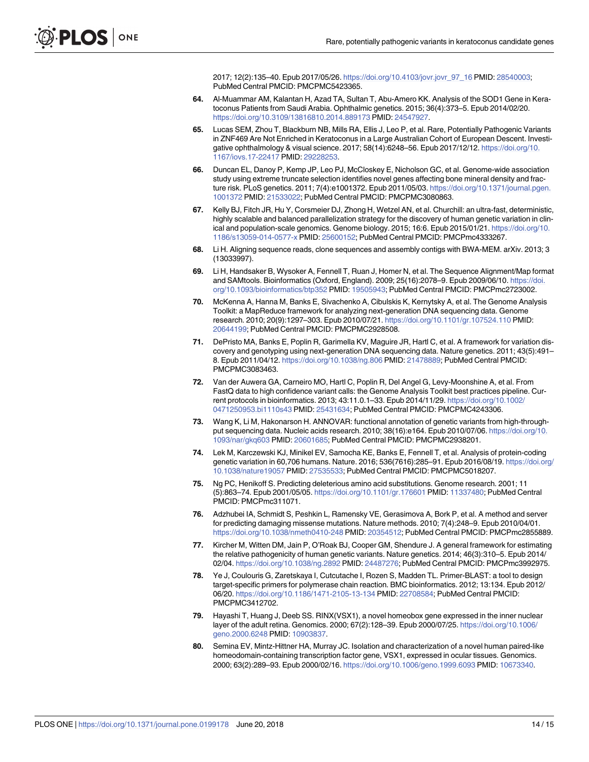2017; 12(2):135–40. Epub 2017/05/26. https://doi.org/10.4103/jovr.jovr_97_16 PMID: 28540003; PubMed Central PMCID: PMCPMC5423365.

64. Al-Muammar AM, Kalantan H, Azad TA, Sultan T, Abu-Amero KK. Analysis of the SOD1 Gene in Keratoconus Patients from Saudi Arabia. Ophthalmic genetics. 2015; 36(4):373–5. Epub 2014/02/20. https://doi.org/10.3109/13816810.2014.889173 PMID: 24547927.

65. Lucas SEM, Zhou T, Blackburn NB, Mills RA, Ellis J, Leo P, et al. Rare, Potentially Pathogenic Variants in ZNF469 Are Not Enriched in Keratoconus in a Large Australian Cohort of European Descent. Investigative ophthalmology & visual science. 2017; 58(14):6248–56. Epub 2017/12/12. https://doi.org/10.1167/iovs.17-22417 PMID: 29228253.

66. Duncan EL, Danoy P, Kemp JP, Leo PJ, McCloskey E, Nicholson GC, et al. Genome-wide association study using extreme truncate selection identifies novel genes affecting bone mineral density and fracture risk. PLoS genetics. 2011; 7(4):e1001372. Epub 2011/05/03. https://doi.org/10.1371/journal.pgen.1001372 PMID: 21533022; PubMed Central PMCID: PMCPMC3080863.

67. Kelly BJ, Fitch JR, Hu Y, Corsmeier DJ, Zhong H, Wetzel AN, et al. Churchill: an ultra-fast, deterministic, highly scalable and balanced parallelization strategy for the discovery of human genetic variation in clinical and population-scale genomics. Genome biology. 2015; 16:6. Epub 2015/01/21. https://doi.org/10.1186/s13059-014-0577-x PMID: 25600152; PubMed Central PMCID: PMCPmc4333267.

68. Li H. Aligning sequence reads, clone sequences and assembly contigs with BWA-MEM. arXiv. 2013; 3 (13033997).

69. Li H, Handsaker B, Wysoker A, Fennell T, Ruan J, Homer N, et al. The Sequence Alignment/Map format and SAMtools. Bioinformatics (Oxford, England). 2009; 25(16):2078–9. Epub 2009/06/10. https://doi.org/10.1093/bioinformatics/btp352 PMID: 19505943; PubMed Central PMCID: PMCPmc2723002.

70. McKenna A, Hanna M, Banks E, Sivachenko A, Cibulskis K, Kernytsky A, et al. The Genome Analysis Toolkit: a MapReduce framework for analyzing next-generation DNA sequencing data. Genome research. 2010; 20(9):1297–303. Epub 2010/07/21. https://doi.org/10.1101/gr.107524.110 PMID: 20644199; PubMed Central PMCID: PMCPMC2928508.

71. DePristo MA, Banks E, Poplin R, Garimella KV, Maguire JR, Hartl C, et al. A framework for variation discovery and genotyping using next-generation DNA sequencing data. Nature genetics. 2011; 43(5):491–8. Epub 2011/04/12. https://doi.org/10.1038/ng.806 PMID: 21478889; PubMed Central PMCID: PMCPMC3083463.

72. Van der Auwera GA, Carneiro MO, Hartl C, Poplin R, Del Angel G, Levy-Moonshine A, et al. From FastQ data to high confidence variant calls: the Genome Analysis Toolkit best practices pipeline. Current protocols in bioinformatics. 2013; 43:11.0.1–33. Epub 2014/11/29. https://doi.org/10.1002/0471250953.bi1110s43 PMID: 25431634; PubMed Central PMCID: PMCPMC4243306.

73. Wang K, Li M, Hakonarson H. ANNOVAR: functional annotation of genetic variants from high-throughput sequencing data. Nucleic acids research. 2010; 38(16):e164. Epub 2010/07/06. https://doi.org/10.1093/nar/gkq603 PMID: 20601685; PubMed Central PMCID: PMCPMC2938201.

74. Lek M, Karczewski KJ, Minikel EV, Samocha KE, Banks E, Fennell T, et al. Analysis of protein-coding genetic variation in 60,706 humans. Nature. 2016; 536(7616):285–91. Epub 2016/08/19. https://doi.org/10.1038/nature19057 PMID: 27535533; PubMed Central PMCID: PMCPMC5018207.

75. Ng PC, Henikoff S. Predicting deleterious amino acid substitutions. Genome research. 2001; 11 (5):863–74. Epub 2001/05/05. https://doi.org/10.1101/gr.176601 PMID: 11337480; PubMed Central PMCID: PMCPmc311071.

76. Adzhubei IA, Schmidt S, Peshkin L, Ramensky VE, Gerasimova A, Bork P, et al. A method and server for predicting damaging missense mutations. Nature methods. 2010; 7(4):248–9. Epub 2010/04/01. https://doi.org/10.1038/nmeth0410-248 PMID: 20354512; PubMed Central PMCID: PMCPmc2855889.

77. Kircher M, Witten DM, Jain P, O'Roak BJ, Cooper GM, Shendure J. A general framework for estimating the relative pathogenicity of human genetic variants. Nature genetics. 2014; 46(3):310–5. Epub 2014/02/04. https://doi.org/10.1038/ng.2892 PMID: 24487276; PubMed Central PMCID: PMCPmc3992975.

78. Ye J, Coulouris G, Zaretskaya I, Cutcutache I, Rozen S, Madden TL. Primer-BLAST: a tool to design target-specific primers for polymerase chain reaction. BMC bioinformatics. 2012; 13:134. Epub 2012/06/20. https://doi.org/10.1186/1471-2105-13-134 PMID: 22708584; PubMed Central PMCID: PMCPMC3412702.

79. Hayashi T, Huang J, Deeb SS. RINX(VSX1), a novel homeobox gene expressed in the inner nuclear layer of the adult retina. Genomics. 2000; 67(2):128–39. Epub 2000/07/25. https://doi.org/10.1006/geno.2000.6248 PMID: 10903837.

80. Semina EV, Mintz-Hittner HA, Murray JC. Isolation and characterization of a novel human paired-like homeodomain-containing transcription factor gene, VSX1, expressed in ocular tissues. Genomics. 2000; 63(2):289–93. Epub 2000/02/16. https://doi.org/10.1006/geno.1999.6093 PMID: 10673340.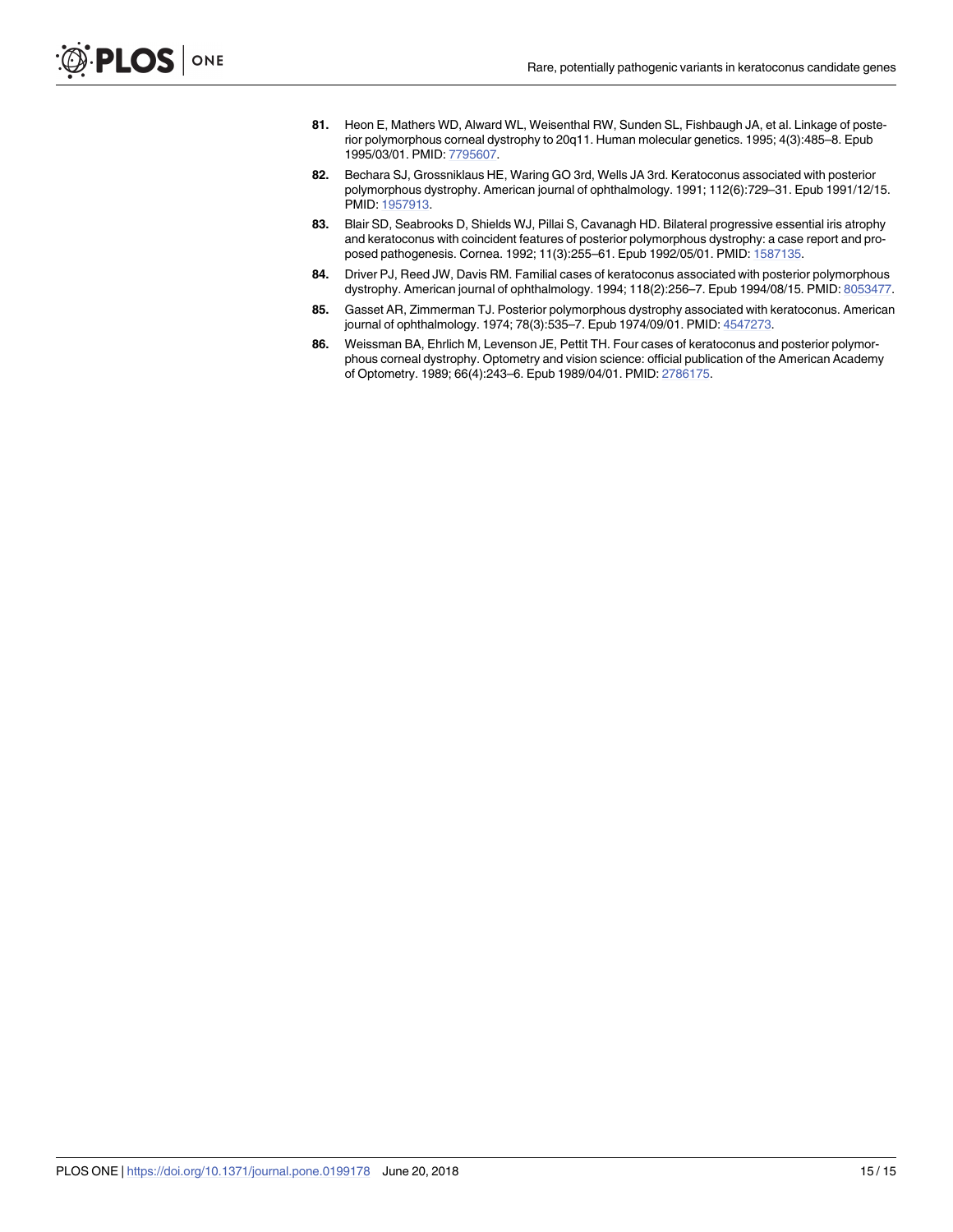81. Heon E, Mathers WD, Alward WL, Weisenthal RW, Sunden SL, Fishbaugh JA, et al. Linkage of posterior polymorphous corneal dystrophy to 20q11. Human molecular genetics. 1995; 4(3):485–8. Epub 1995/03/01. PMID: 7795607.
82. Bechara SJ, Grossniklaus HE, Waring GO 3rd, Wells JA 3rd. Keratoconus associated with posterior polymorphous dystrophy. American journal of ophthalmology. 1991; 112(6):729–31. Epub 1991/12/15. PMID: 1957913.
83. Blair SD, Seabrooks D, Shields WJ, Pillai S, Cavanagh HD. Bilateral progressive essential iris atrophy and keratoconus with coincident features of posterior polymorphous dystrophy: a case report and proposed pathogenesis. Cornea. 1992; 11(3):255–61. Epub 1992/05/01. PMID: 1587135.
84. Driver PJ, Reed JW, Davis RM. Familial cases of keratoconus associated with posterior polymorphous dystrophy. American journal of ophthalmology. 1994; 118(2):256–7. Epub 1994/08/15. PMID: 8053477.
85. Gasset AR, Zimmerman TJ. Posterior polymorphous dystrophy associated with keratoconus. American journal of ophthalmology. 1974; 78(3):535–7. Epub 1974/09/01. PMID: 4547273.
86. Weissman BA, Ehrlich M, Levenson JE, Pettit TH. Four cases of keratoconus and posterior polymorphous corneal dystrophy. Optometry and vision science: official publication of the American Academy of Optometry. 1989; 66(4):243–6. Epub 1989/04/01. PMID: 2786175.